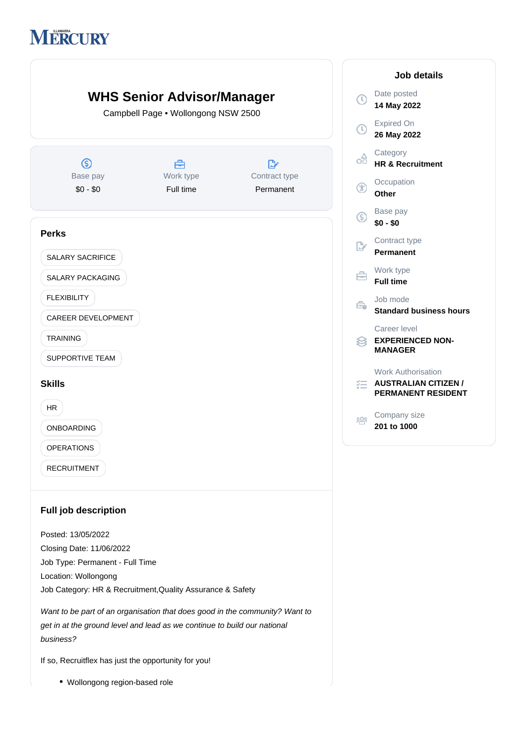ILLAWARRA MERCURY

# WHS Senior Advisor/Manager

Campbell Page • Wollongong NSW 2500

Base pay
$0 - $0

Work type
Full time

Contract type
Permanent

## Perks

- SALARY SACRIFICE
- SALARY PACKAGING
- FLEXIBILITY
- CAREER DEVELOPMENT
- TRAINING
- SUPPORTIVE TEAM

## Skills

- HR
- ONBOARDING
- OPERATIONS
- RECRUITMENT

## Full job description

Posted: 13/05/2022
Closing Date: 11/06/2022
Job Type: Permanent - Full Time
Location: Wollongong
Job Category: HR & Recruitment,Quality Assurance & Safety

*Want to be part of an organisation that does good in the community? Want to get in at the ground level and lead as we continue to build our national business?*

If so, Recruitflex has just the opportunity for you!

- Wollongong region-based role

## Job details

**Date posted**
14 May 2022

**Expired On**
26 May 2022

**Category**
HR & Recruitment

**Occupation**
Other

**Base pay**
$0 - $0

**Contract type**
Permanent

**Work type**
Full time

**Job mode**
Standard business hours

**Career level**
EXPERIENCED NON-MANAGER

**Work Authorisation**
AUSTRALIAN CITIZEN / PERMANENT RESIDENT

**Company size**
201 to 1000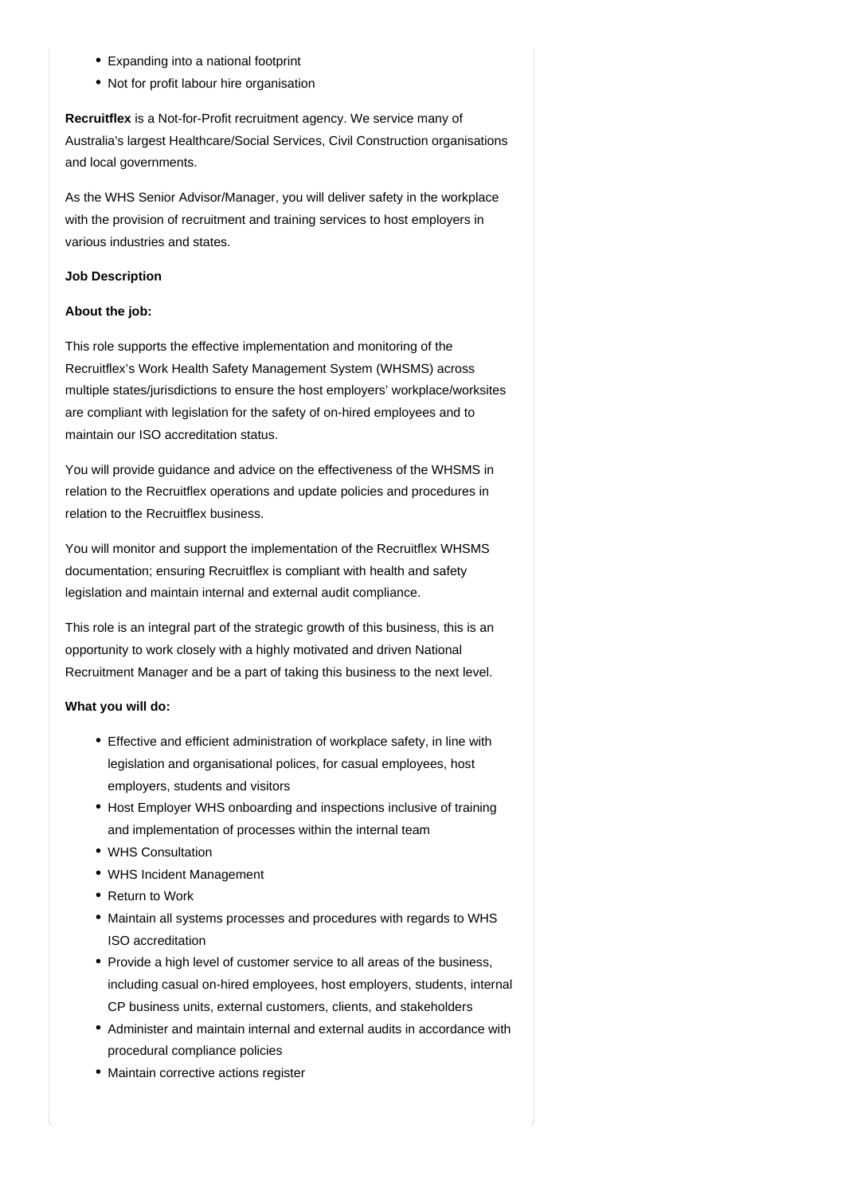- Expanding into a national footprint
- Not for profit labour hire organisation

**Recruitflex** is a Not-for-Profit recruitment agency. We service many of Australia's largest Healthcare/Social Services, Civil Construction organisations and local governments.

As the WHS Senior Advisor/Manager, you will deliver safety in the workplace with the provision of recruitment and training services to host employers in various industries and states.

**Job Description**

**About the job:**

This role supports the effective implementation and monitoring of the Recruitflex's Work Health Safety Management System (WHSMS) across multiple states/jurisdictions to ensure the host employers' workplace/worksites are compliant with legislation for the safety of on-hired employees and to maintain our ISO accreditation status.

You will provide guidance and advice on the effectiveness of the WHSMS in relation to the Recruitflex operations and update policies and procedures in relation to the Recruitflex business.

You will monitor and support the implementation of the Recruitflex WHSMS documentation; ensuring Recruitflex is compliant with health and safety legislation and maintain internal and external audit compliance.

This role is an integral part of the strategic growth of this business, this is an opportunity to work closely with a highly motivated and driven National Recruitment Manager and be a part of taking this business to the next level.

**What you will do:**

- Effective and efficient administration of workplace safety, in line with legislation and organisational polices, for casual employees, host employers, students and visitors
- Host Employer WHS onboarding and inspections inclusive of training and implementation of processes within the internal team
- WHS Consultation
- WHS Incident Management
- Return to Work
- Maintain all systems processes and procedures with regards to WHS ISO accreditation
- Provide a high level of customer service to all areas of the business, including casual on-hired employees, host employers, students, internal CP business units, external customers, clients, and stakeholders
- Administer and maintain internal and external audits in accordance with procedural compliance policies
- Maintain corrective actions register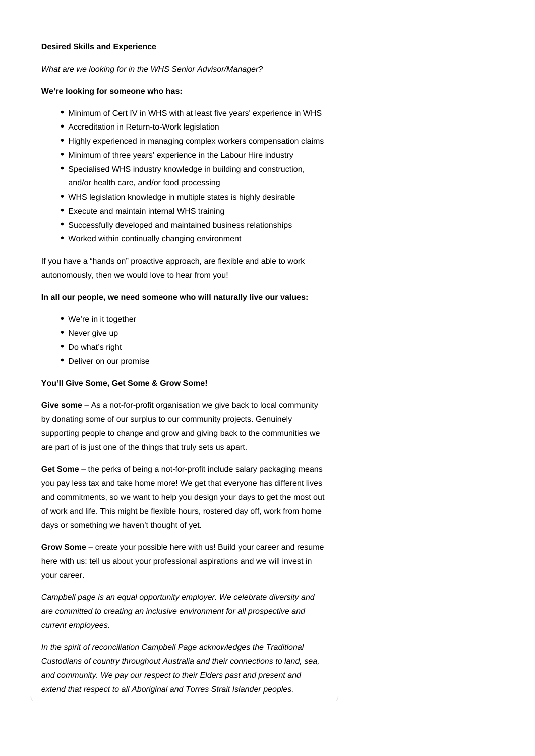**Desired Skills and Experience**

*What are we looking for in the WHS Senior Advisor/Manager?*

**We're looking for someone who has:**

- Minimum of Cert IV in WHS with at least five years' experience in WHS
- Accreditation in Return-to-Work legislation
- Highly experienced in managing complex workers compensation claims
- Minimum of three years' experience in the Labour Hire industry
- Specialised WHS industry knowledge in building and construction, and/or health care, and/or food processing
- WHS legislation knowledge in multiple states is highly desirable
- Execute and maintain internal WHS training
- Successfully developed and maintained business relationships
- Worked within continually changing environment

If you have a "hands on" proactive approach, are flexible and able to work autonomously, then we would love to hear from you!

**In all our people, we need someone who will naturally live our values:**

- We're in it together
- Never give up
- Do what's right
- Deliver on our promise

**You'll Give Some, Get Some & Grow Some!**

**Give some** – As a not-for-profit organisation we give back to local community by donating some of our surplus to our community projects. Genuinely supporting people to change and grow and giving back to the communities we are part of is just one of the things that truly sets us apart.

**Get Some** – the perks of being a not-for-profit include salary packaging means you pay less tax and take home more! We get that everyone has different lives and commitments, so we want to help you design your days to get the most out of work and life. This might be flexible hours, rostered day off, work from home days or something we haven't thought of yet.

**Grow Some** – create your possible here with us! Build your career and resume here with us: tell us about your professional aspirations and we will invest in your career.

*Campbell page is an equal opportunity employer. We celebrate diversity and are committed to creating an inclusive environment for all prospective and current employees.*

*In the spirit of reconciliation Campbell Page acknowledges the Traditional Custodians of country throughout Australia and their connections to land, sea, and community. We pay our respect to their Elders past and present and extend that respect to all Aboriginal and Torres Strait Islander peoples.*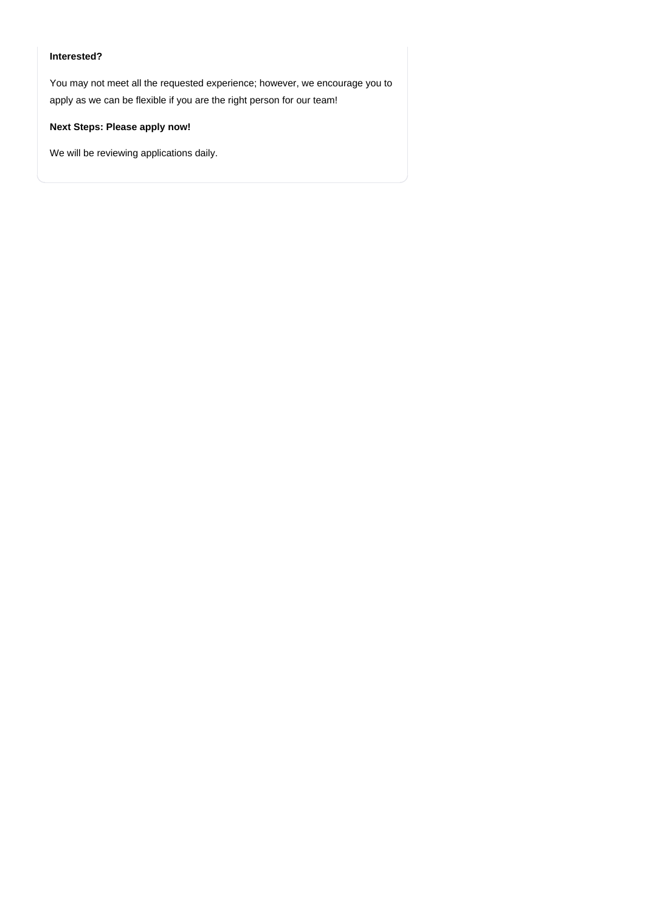**Interested?**

You may not meet all the requested experience; however, we encourage you to apply as we can be flexible if you are the right person for our team!

**Next Steps: Please apply now!**

We will be reviewing applications daily.